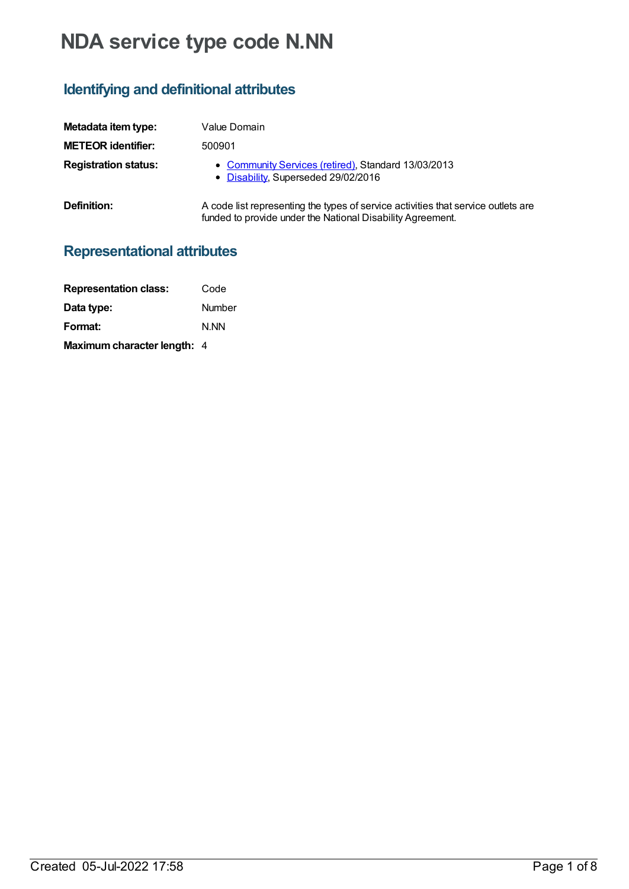# NDA service type code N.NN

## Identifying and definitional attributes

| | |
|---|---|
| **Metadata item type:** | Value Domain |
| **METEOR identifier:** | 500901 |
| **Registration status:** | • Community Services (retired), Standard 13/03/2013<br>• Disability, Superseded 29/02/2016 |
| **Definition:** | A code list representing the types of service activities that service outlets are funded to provide under the National Disability Agreement. |

## Representational attributes

| | |
|---|---|
| **Representation class:** | Code |
| **Data type:** | Number |
| **Format:** | N.NN |
| **Maximum character length:** | 4 |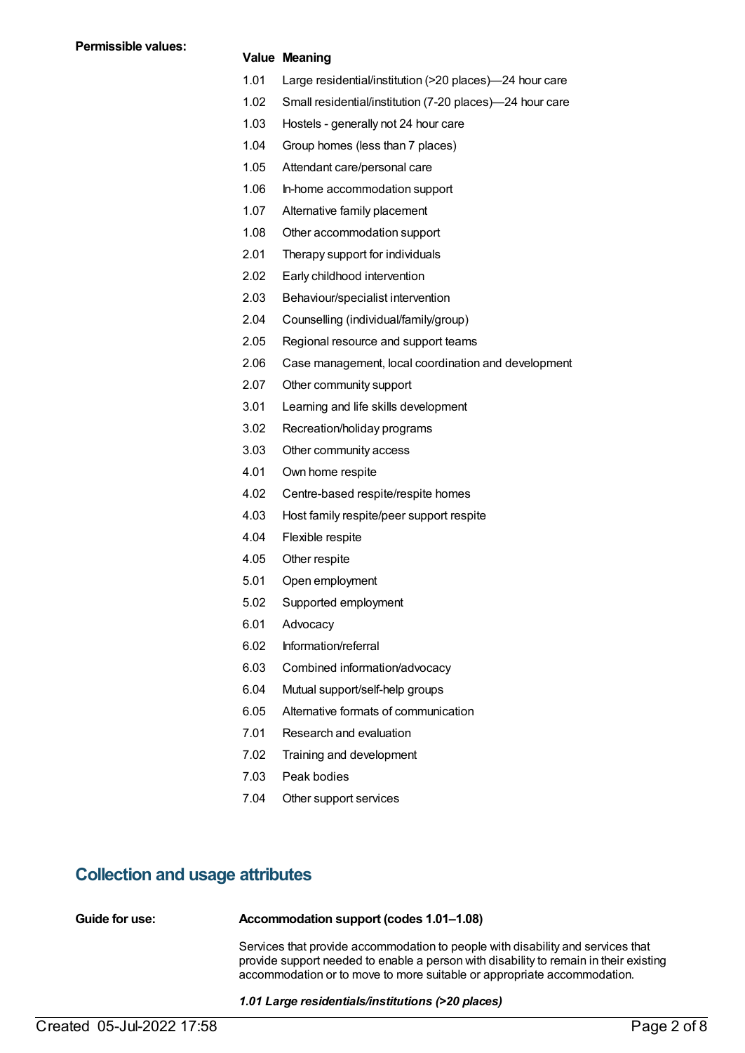**Permissible values:**

| Value | Meaning |
| --- | --- |
| 1.01 | Large residential/institution (>20 places)—24 hour care |
| 1.02 | Small residential/institution (7-20 places)—24 hour care |
| 1.03 | Hostels - generally not 24 hour care |
| 1.04 | Group homes (less than 7 places) |
| 1.05 | Attendant care/personal care |
| 1.06 | In-home accommodation support |
| 1.07 | Alternative family placement |
| 1.08 | Other accommodation support |
| 2.01 | Therapy support for individuals |
| 2.02 | Early childhood intervention |
| 2.03 | Behaviour/specialist intervention |
| 2.04 | Counselling (individual/family/group) |
| 2.05 | Regional resource and support teams |
| 2.06 | Case management, local coordination and development |
| 2.07 | Other community support |
| 3.01 | Learning and life skills development |
| 3.02 | Recreation/holiday programs |
| 3.03 | Other community access |
| 4.01 | Own home respite |
| 4.02 | Centre-based respite/respite homes |
| 4.03 | Host family respite/peer support respite |
| 4.04 | Flexible respite |
| 4.05 | Other respite |
| 5.01 | Open employment |
| 5.02 | Supported employment |
| 6.01 | Advocacy |
| 6.02 | Information/referral |
| 6.03 | Combined information/advocacy |
| 6.04 | Mutual support/self-help groups |
| 6.05 | Alternative formats of communication |
| 7.01 | Research and evaluation |
| 7.02 | Training and development |
| 7.03 | Peak bodies |
| 7.04 | Other support services |

## Collection and usage attributes

**Guide for use:**

**Accommodation support (codes 1.01–1.08)**

Services that provide accommodation to people with disability and services that provide support needed to enable a person with disability to remain in their existing accommodation or to move to more suitable or appropriate accommodation.

***1.01 Large residentials/institutions (>20 places)***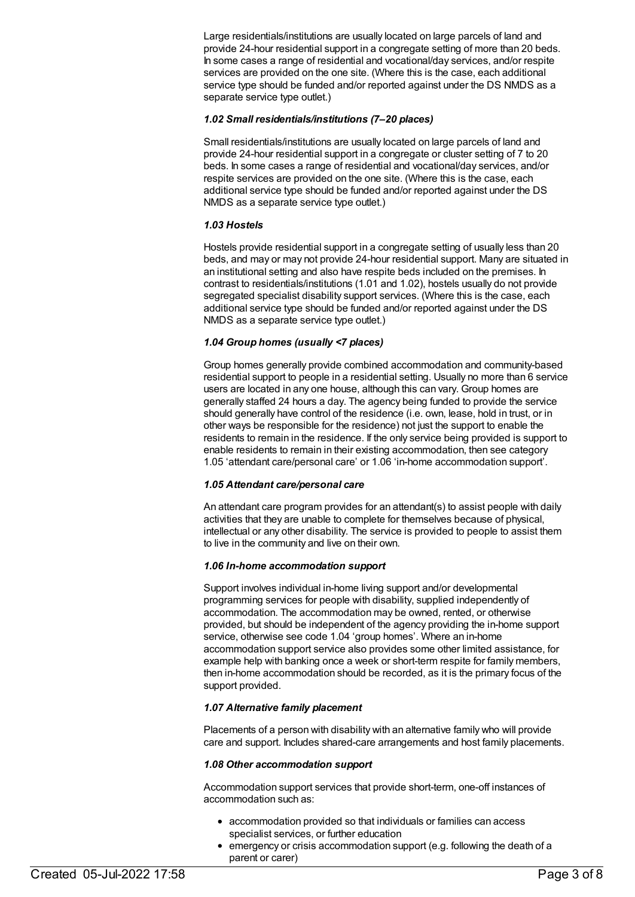Large residentials/institutions are usually located on large parcels of land and provide 24-hour residential support in a congregate setting of more than 20 beds. In some cases a range of residential and vocational/day services, and/or respite services are provided on the one site. (Where this is the case, each additional service type should be funded and/or reported against under the DS NMDS as a separate service type outlet.)

***1.02 Small residentials/institutions (7–20 places)***

Small residentials/institutions are usually located on large parcels of land and provide 24-hour residential support in a congregate or cluster setting of 7 to 20 beds. In some cases a range of residential and vocational/day services, and/or respite services are provided on the one site. (Where this is the case, each additional service type should be funded and/or reported against under the DS NMDS as a separate service type outlet.)

***1.03 Hostels***

Hostels provide residential support in a congregate setting of usually less than 20 beds, and may or may not provide 24-hour residential support. Many are situated in an institutional setting and also have respite beds included on the premises. In contrast to residentials/institutions (1.01 and 1.02), hostels usually do not provide segregated specialist disability support services. (Where this is the case, each additional service type should be funded and/or reported against under the DS NMDS as a separate service type outlet.)

***1.04 Group homes (usually <7 places)***

Group homes generally provide combined accommodation and community-based residential support to people in a residential setting. Usually no more than 6 service users are located in any one house, although this can vary. Group homes are generally staffed 24 hours a day. The agency being funded to provide the service should generally have control of the residence (i.e. own, lease, hold in trust, or in other ways be responsible for the residence) not just the support to enable the residents to remain in the residence. If the only service being provided is support to enable residents to remain in their existing accommodation, then see category 1.05 'attendant care/personal care' or 1.06 'in-home accommodation support'.

***1.05 Attendant care/personal care***

An attendant care program provides for an attendant(s) to assist people with daily activities that they are unable to complete for themselves because of physical, intellectual or any other disability. The service is provided to people to assist them to live in the community and live on their own.

***1.06 In-home accommodation support***

Support involves individual in-home living support and/or developmental programming services for people with disability, supplied independently of accommodation. The accommodation may be owned, rented, or otherwise provided, but should be independent of the agency providing the in-home support service, otherwise see code 1.04 'group homes'. Where an in-home accommodation support service also provides some other limited assistance, for example help with banking once a week or short-term respite for family members, then in-home accommodation should be recorded, as it is the primary focus of the support provided.

***1.07 Alternative family placement***

Placements of a person with disability with an alternative family who will provide care and support. Includes shared-care arrangements and host family placements.

***1.08 Other accommodation support***

Accommodation support services that provide short-term, one-off instances of accommodation such as:

- accommodation provided so that individuals or families can access specialist services, or further education
- emergency or crisis accommodation support (e.g. following the death of a parent or carer)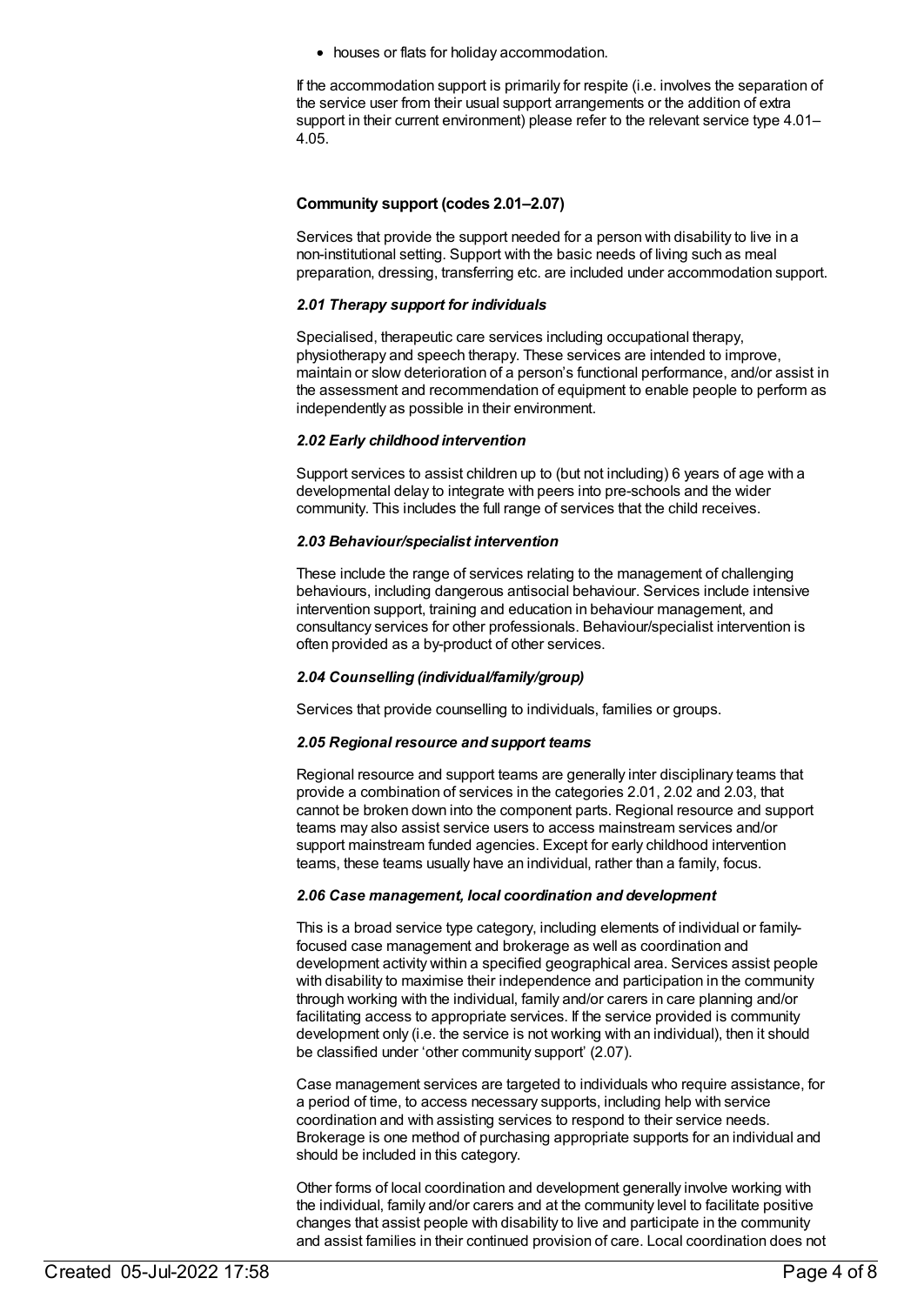- houses or flats for holiday accommodation.

If the accommodation support is primarily for respite (i.e. involves the separation of the service user from their usual support arrangements or the addition of extra support in their current environment) please refer to the relevant service type 4.01–4.05.

**Community support (codes 2.01–2.07)**

Services that provide the support needed for a person with disability to live in a non-institutional setting. Support with the basic needs of living such as meal preparation, dressing, transferring etc. are included under accommodation support.

***2.01 Therapy support for individuals***

Specialised, therapeutic care services including occupational therapy, physiotherapy and speech therapy. These services are intended to improve, maintain or slow deterioration of a person's functional performance, and/or assist in the assessment and recommendation of equipment to enable people to perform as independently as possible in their environment.

***2.02 Early childhood intervention***

Support services to assist children up to (but not including) 6 years of age with a developmental delay to integrate with peers into pre-schools and the wider community. This includes the full range of services that the child receives.

***2.03 Behaviour/specialist intervention***

These include the range of services relating to the management of challenging behaviours, including dangerous antisocial behaviour. Services include intensive intervention support, training and education in behaviour management, and consultancy services for other professionals. Behaviour/specialist intervention is often provided as a by-product of other services.

***2.04 Counselling (individual/family/group)***

Services that provide counselling to individuals, families or groups.

***2.05 Regional resource and support teams***

Regional resource and support teams are generally inter disciplinary teams that provide a combination of services in the categories 2.01, 2.02 and 2.03, that cannot be broken down into the component parts. Regional resource and support teams may also assist service users to access mainstream services and/or support mainstream funded agencies. Except for early childhood intervention teams, these teams usually have an individual, rather than a family, focus.

***2.06 Case management, local coordination and development***

This is a broad service type category, including elements of individual or family-focused case management and brokerage as well as coordination and development activity within a specified geographical area. Services assist people with disability to maximise their independence and participation in the community through working with the individual, family and/or carers in care planning and/or facilitating access to appropriate services. If the service provided is community development only (i.e. the service is not working with an individual), then it should be classified under 'other community support' (2.07).

Case management services are targeted to individuals who require assistance, for a period of time, to access necessary supports, including help with service coordination and with assisting services to respond to their service needs. Brokerage is one method of purchasing appropriate supports for an individual and should be included in this category.

Other forms of local coordination and development generally involve working with the individual, family and/or carers and at the community level to facilitate positive changes that assist people with disability to live and participate in the community and assist families in their continued provision of care. Local coordination does not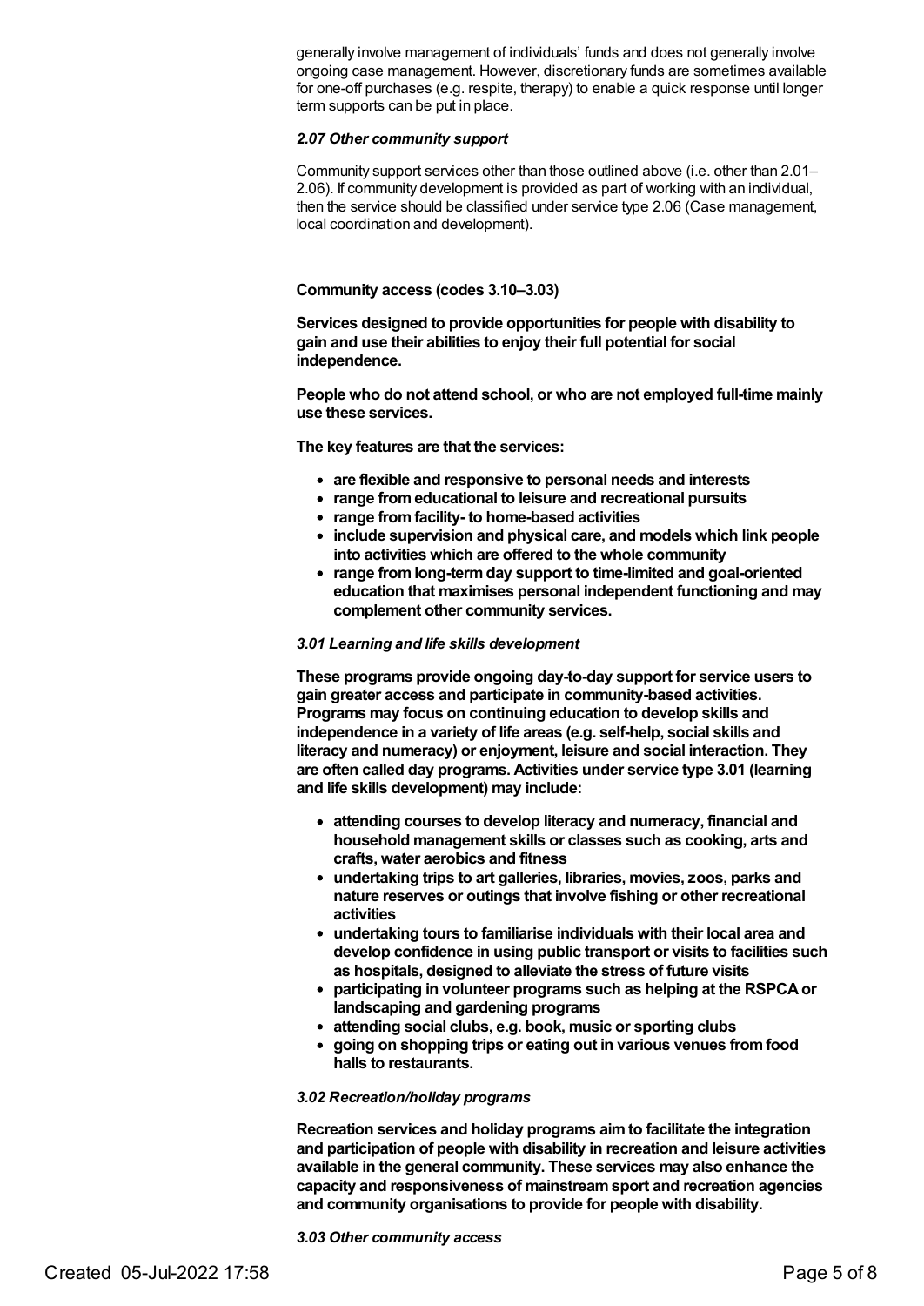generally involve management of individuals' funds and does not generally involve ongoing case management. However, discretionary funds are sometimes available for one-off purchases (e.g. respite, therapy) to enable a quick response until longer term supports can be put in place.

*2.07 Other community support*

Community support services other than those outlined above (i.e. other than 2.01–2.06). If community development is provided as part of working with an individual, then the service should be classified under service type 2.06 (Case management, local coordination and development).

**Community access (codes 3.10–3.03)**

**Services designed to provide opportunities for people with disability to gain and use their abilities to enjoy their full potential for social independence.**

**People who do not attend school, or who are not employed full-time mainly use these services.**

**The key features are that the services:**

- **are flexible and responsive to personal needs and interests**
- **range from educational to leisure and recreational pursuits**
- **range from facility- to home-based activities**
- **include supervision and physical care, and models which link people into activities which are offered to the whole community**
- **range from long-term day support to time-limited and goal-oriented education that maximises personal independent functioning and may complement other community services.**

***3.01 Learning and life skills development***

**These programs provide ongoing day-to-day support for service users to gain greater access and participate in community-based activities. Programs may focus on continuing education to develop skills and independence in a variety of life areas (e.g. self-help, social skills and literacy and numeracy) or enjoyment, leisure and social interaction. They are often called day programs. Activities under service type 3.01 (learning and life skills development) may include:**

- **attending courses to develop literacy and numeracy, financial and household management skills or classes such as cooking, arts and crafts, water aerobics and fitness**
- **undertaking trips to art galleries, libraries, movies, zoos, parks and nature reserves or outings that involve fishing or other recreational activities**
- **undertaking tours to familiarise individuals with their local area and develop confidence in using public transport or visits to facilities such as hospitals, designed to alleviate the stress of future visits**
- **participating in volunteer programs such as helping at the RSPCA or landscaping and gardening programs**
- **attending social clubs, e.g. book, music or sporting clubs**
- **going on shopping trips or eating out in various venues from food halls to restaurants.**

***3.02 Recreation/holiday programs***

**Recreation services and holiday programs aim to facilitate the integration and participation of people with disability in recreation and leisure activities available in the general community. These services may also enhance the capacity and responsiveness of mainstream sport and recreation agencies and community organisations to provide for people with disability.**

***3.03 Other community access***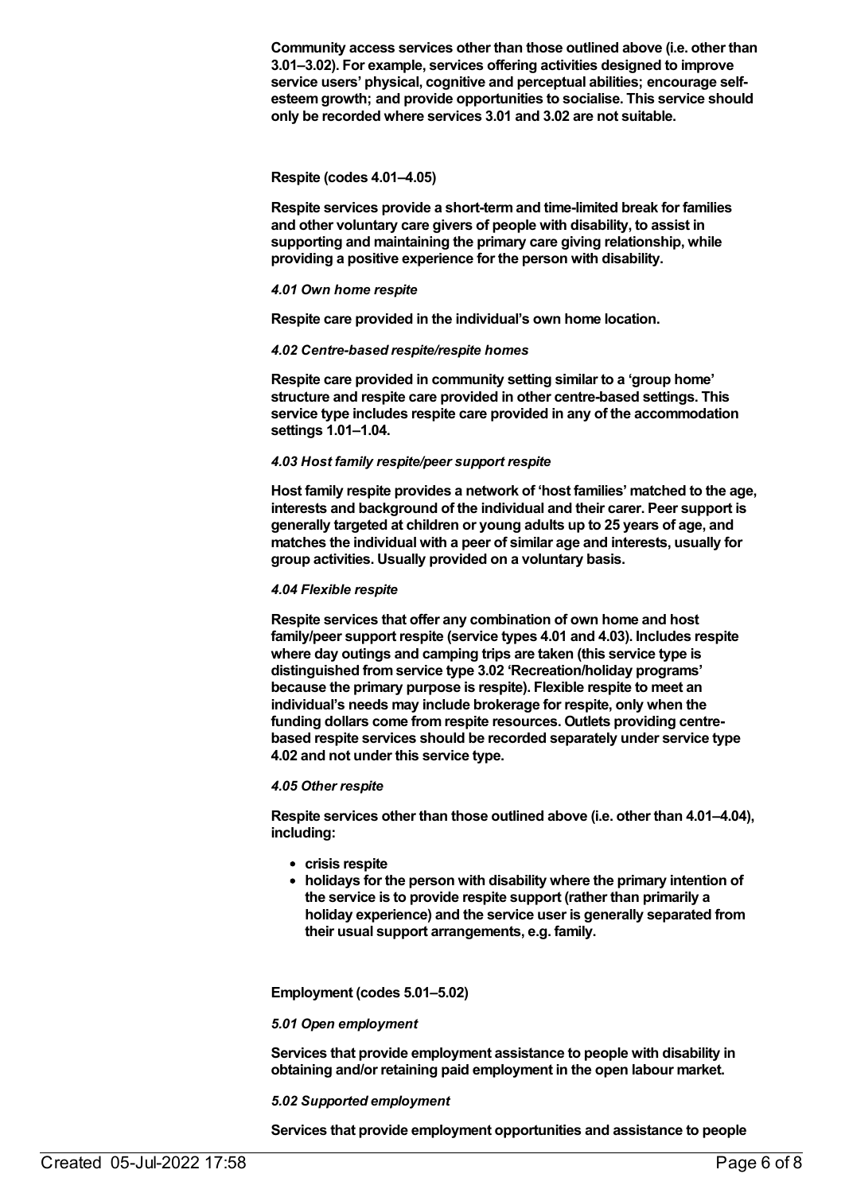**Community access services other than those outlined above (i.e. other than 3.01–3.02). For example, services offering activities designed to improve service users' physical, cognitive and perceptual abilities; encourage self-esteem growth; and provide opportunities to socialise. This service should only be recorded where services 3.01 and 3.02 are not suitable.**

**Respite (codes 4.01–4.05)**

**Respite services provide a short-term and time-limited break for families and other voluntary care givers of people with disability, to assist in supporting and maintaining the primary care giving relationship, while providing a positive experience for the person with disability.**

***4.01 Own home respite***

**Respite care provided in the individual's own home location.**

***4.02 Centre-based respite/respite homes***

**Respite care provided in community setting similar to a 'group home' structure and respite care provided in other centre-based settings. This service type includes respite care provided in any of the accommodation settings 1.01–1.04.**

***4.03 Host family respite/peer support respite***

**Host family respite provides a network of 'host families' matched to the age, interests and background of the individual and their carer. Peer support is generally targeted at children or young adults up to 25 years of age, and matches the individual with a peer of similar age and interests, usually for group activities. Usually provided on a voluntary basis.**

***4.04 Flexible respite***

**Respite services that offer any combination of own home and host family/peer support respite (service types 4.01 and 4.03). Includes respite where day outings and camping trips are taken (this service type is distinguished from service type 3.02 'Recreation/holiday programs' because the primary purpose is respite). Flexible respite to meet an individual's needs may include brokerage for respite, only when the funding dollars come from respite resources. Outlets providing centre-based respite services should be recorded separately under service type 4.02 and not under this service type.**

***4.05 Other respite***

**Respite services other than those outlined above (i.e. other than 4.01–4.04), including:**

- **crisis respite**
- **holidays for the person with disability where the primary intention of the service is to provide respite support (rather than primarily a holiday experience) and the service user is generally separated from their usual support arrangements, e.g. family.**

**Employment (codes 5.01–5.02)**

***5.01 Open employment***

**Services that provide employment assistance to people with disability in obtaining and/or retaining paid employment in the open labour market.**

***5.02 Supported employment***

**Services that provide employment opportunities and assistance to people**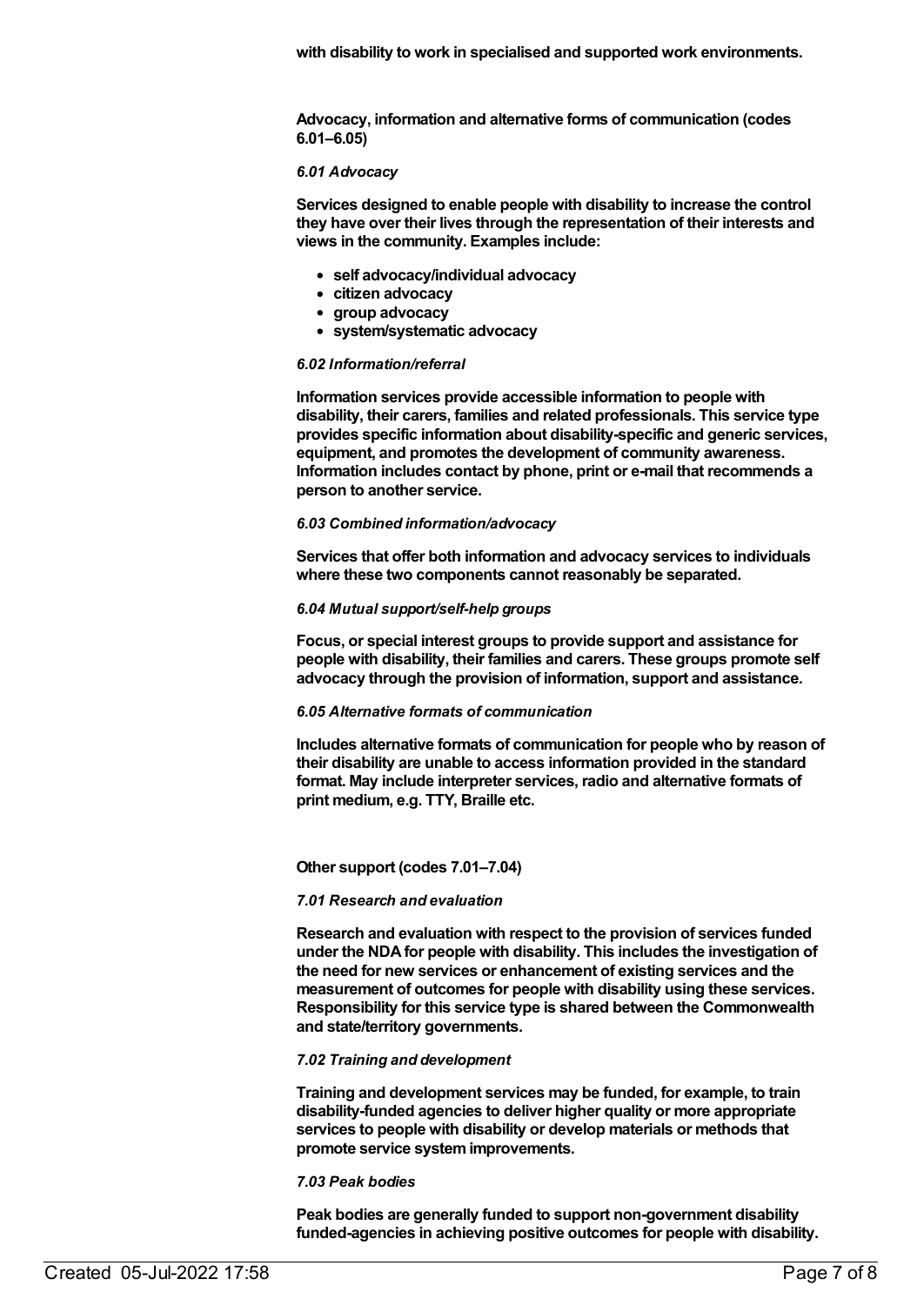**with disability to work in specialised and supported work environments.**

**Advocacy, information and alternative forms of communication (codes 6.01–6.05)**

***6.01 Advocacy***

**Services designed to enable people with disability to increase the control they have over their lives through the representation of their interests and views in the community. Examples include:**

- **self advocacy/individual advocacy**
- **citizen advocacy**
- **group advocacy**
- **system/systematic advocacy**

***6.02 Information/referral***

**Information services provide accessible information to people with disability, their carers, families and related professionals. This service type provides specific information about disability-specific and generic services, equipment, and promotes the development of community awareness. Information includes contact by phone, print or e-mail that recommends a person to another service.**

***6.03 Combined information/advocacy***

**Services that offer both information and advocacy services to individuals where these two components cannot reasonably be separated.**

***6.04 Mutual support/self-help groups***

**Focus, or special interest groups to provide support and assistance for people with disability, their families and carers. These groups promote self advocacy through the provision of information, support and assistance.**

***6.05 Alternative formats of communication***

**Includes alternative formats of communication for people who by reason of their disability are unable to access information provided in the standard format. May include interpreter services, radio and alternative formats of print medium, e.g. TTY, Braille etc.**

**Other support (codes 7.01–7.04)**

***7.01 Research and evaluation***

**Research and evaluation with respect to the provision of services funded under the NDA for people with disability. This includes the investigation of the need for new services or enhancement of existing services and the measurement of outcomes for people with disability using these services. Responsibility for this service type is shared between the Commonwealth and state/territory governments.**

***7.02 Training and development***

**Training and development services may be funded, for example, to train disability-funded agencies to deliver higher quality or more appropriate services to people with disability or develop materials or methods that promote service system improvements.**

***7.03 Peak bodies***

**Peak bodies are generally funded to support non-government disability funded-agencies in achieving positive outcomes for people with disability.**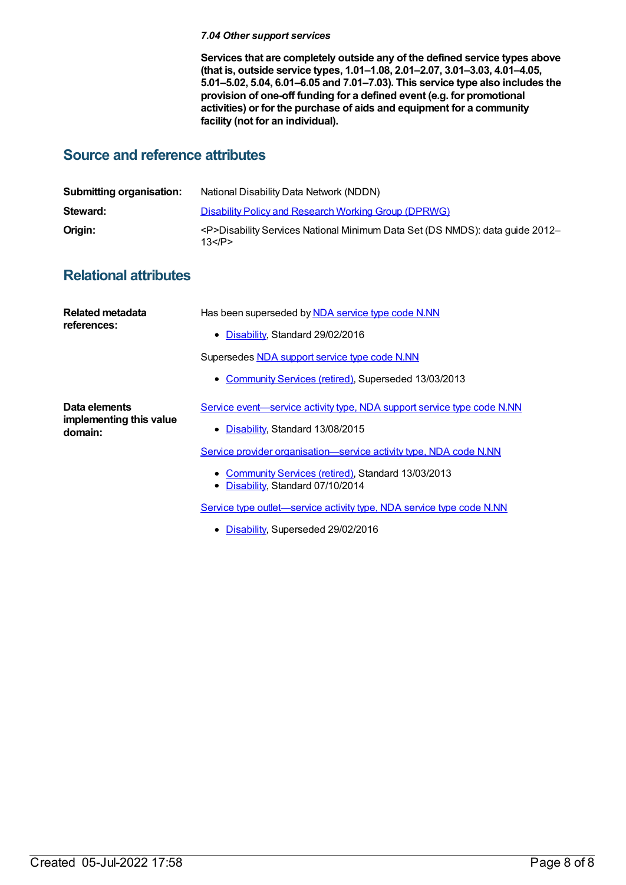*7.04 Other support services*

**Services that are completely outside any of the defined service types above (that is, outside service types, 1.01–1.08, 2.01–2.07, 3.01–3.03, 4.01–4.05, 5.01–5.02, 5.04, 6.01–6.05 and 7.01–7.03). This service type also includes the provision of one-off funding for a defined event (e.g. for promotional activities) or for the purchase of aids and equipment for a community facility (not for an individual).**

## Source and reference attributes

**Submitting organisation:** National Disability Data Network (NDDN)

**Steward:** Disability Policy and Research Working Group (DPRWG)

**Origin:** <P>Disability Services National Minimum Data Set (DS NMDS): data guide 2012–13</P>

## Relational attributes

**Related metadata references:**

Has been superseded by NDA service type code N.NN

- Disability, Standard 29/02/2016

Supersedes NDA support service type code N.NN

- Community Services (retired), Superseded 13/03/2013

**Data elements implementing this value domain:**

Service event—service activity type, NDA support service type code N.NN

- Disability, Standard 13/08/2015

Service provider organisation—service activity type, NDA code N.NN

- Community Services (retired), Standard 13/03/2013
- Disability, Standard 07/10/2014

Service type outlet—service activity type, NDA service type code N.NN

- Disability, Superseded 29/02/2016